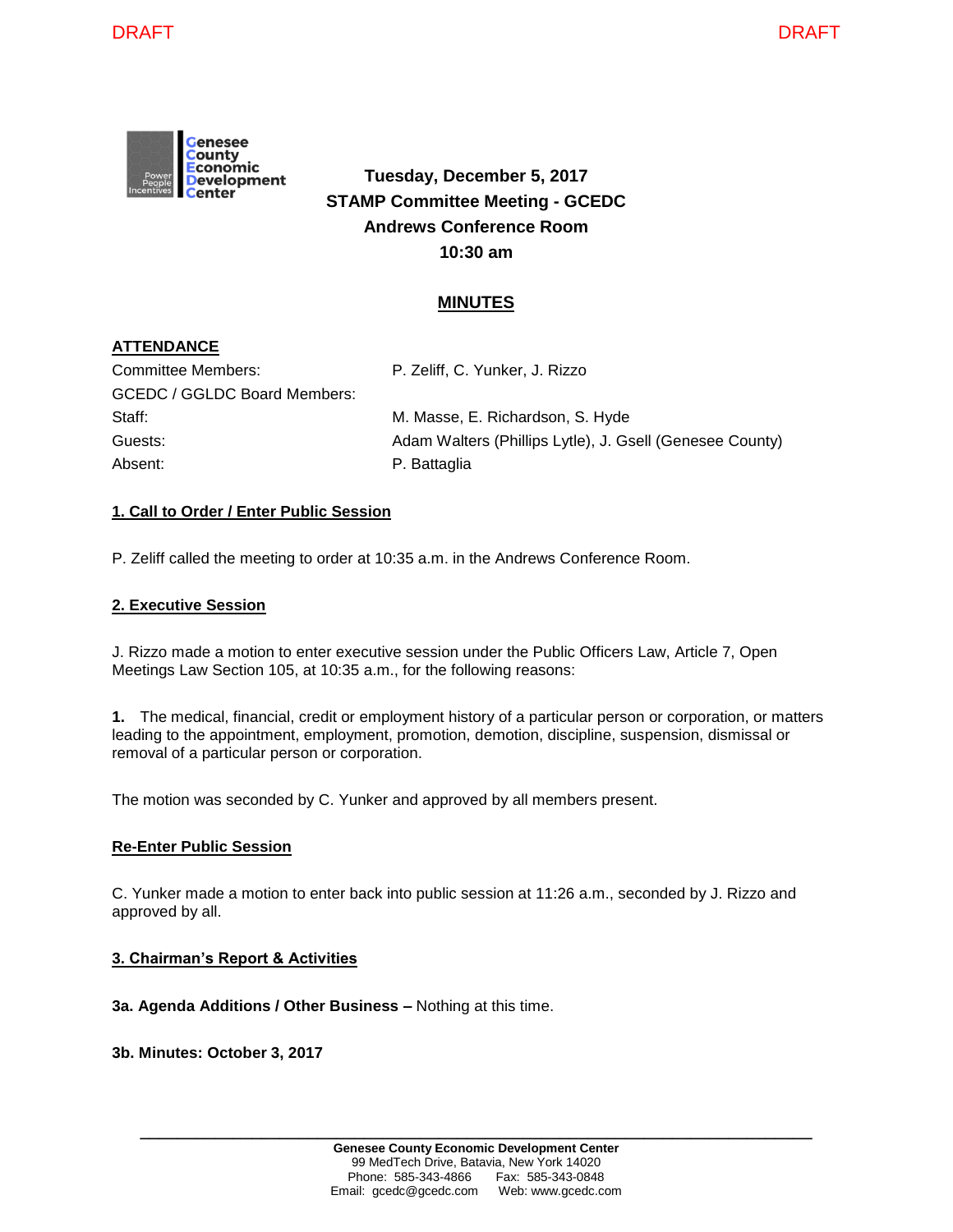DRAFT DRAFT

Genesee County Economic Development Center

**Tuesday, December 5, 2017**
**STAMP Committee Meeting - GCEDC**
**Andrews Conference Room**
**10:30 am**

# MINUTES

## ATTENDANCE

| | |
|---|---|
| Committee Members: | P. Zeliff, C. Yunker, J. Rizzo |
| GCEDC / GGLDC Board Members: | |
| Staff: | M. Masse, E. Richardson, S. Hyde |
| Guests: | Adam Walters (Phillips Lytle), J. Gsell (Genesee County) |
| Absent: | P. Battaglia |

## 1. Call to Order / Enter Public Session

P. Zeliff called the meeting to order at 10:35 a.m. in the Andrews Conference Room.

## 2. Executive Session

J. Rizzo made a motion to enter executive session under the Public Officers Law, Article 7, Open Meetings Law Section 105, at 10:35 a.m., for the following reasons:

**1.** The medical, financial, credit or employment history of a particular person or corporation, or matters leading to the appointment, employment, promotion, demotion, discipline, suspension, dismissal or removal of a particular person or corporation.

The motion was seconded by C. Yunker and approved by all members present.

## Re-Enter Public Session

C. Yunker made a motion to enter back into public session at 11:26 a.m., seconded by J. Rizzo and approved by all.

## 3. Chairman's Report & Activities

**3a. Agenda Additions / Other Business –** Nothing at this time.

**3b. Minutes: October 3, 2017**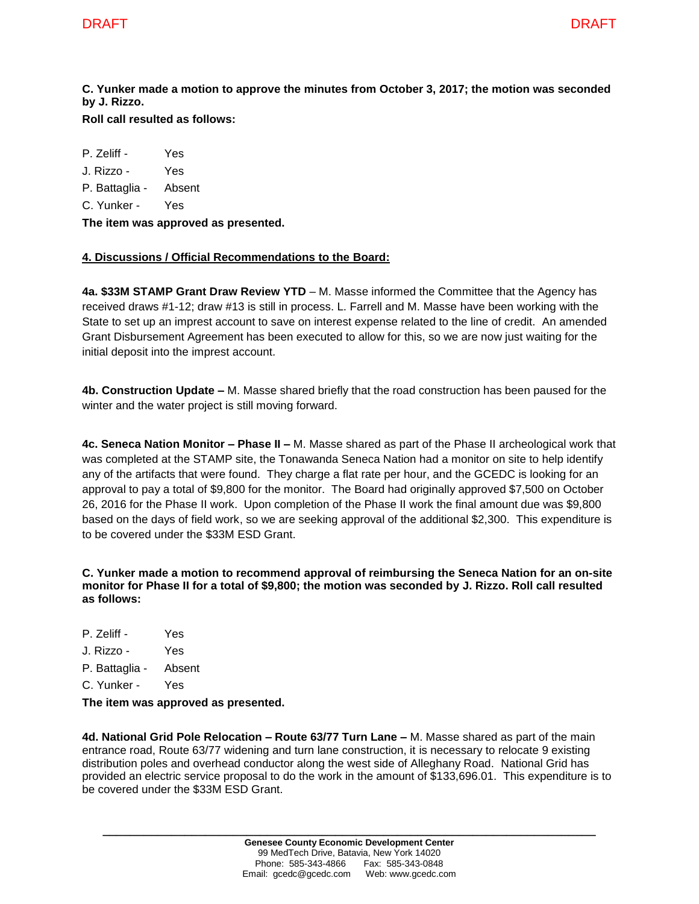**C. Yunker made a motion to approve the minutes from October 3, 2017; the motion was seconded by J. Rizzo.**

**Roll call resulted as follows:**

P. Zeliff - Yes
J. Rizzo - Yes
P. Battaglia - Absent
C. Yunker - Yes

**The item was approved as presented.**

**4. Discussions / Official Recommendations to the Board:**

**4a. $33M STAMP Grant Draw Review YTD** – M. Masse informed the Committee that the Agency has received draws #1-12; draw #13 is still in process. L. Farrell and M. Masse have been working with the State to set up an imprest account to save on interest expense related to the line of credit. An amended Grant Disbursement Agreement has been executed to allow for this, so we are now just waiting for the initial deposit into the imprest account.

**4b. Construction Update –** M. Masse shared briefly that the road construction has been paused for the winter and the water project is still moving forward.

**4c. Seneca Nation Monitor – Phase II –** M. Masse shared as part of the Phase II archeological work that was completed at the STAMP site, the Tonawanda Seneca Nation had a monitor on site to help identify any of the artifacts that were found. They charge a flat rate per hour, and the GCEDC is looking for an approval to pay a total of $9,800 for the monitor. The Board had originally approved $7,500 on October 26, 2016 for the Phase II work. Upon completion of the Phase II work the final amount due was $9,800 based on the days of field work, so we are seeking approval of the additional $2,300. This expenditure is to be covered under the $33M ESD Grant.

**C. Yunker made a motion to recommend approval of reimbursing the Seneca Nation for an on-site monitor for Phase II for a total of $9,800; the motion was seconded by J. Rizzo. Roll call resulted as follows:**

P. Zeliff - Yes
J. Rizzo - Yes
P. Battaglia - Absent
C. Yunker - Yes

**The item was approved as presented.**

**4d. National Grid Pole Relocation – Route 63/77 Turn Lane –** M. Masse shared as part of the main entrance road, Route 63/77 widening and turn lane construction, it is necessary to relocate 9 existing distribution poles and overhead conductor along the west side of Alleghany Road. National Grid has provided an electric service proposal to do the work in the amount of $133,696.01. This expenditure is to be covered under the $33M ESD Grant.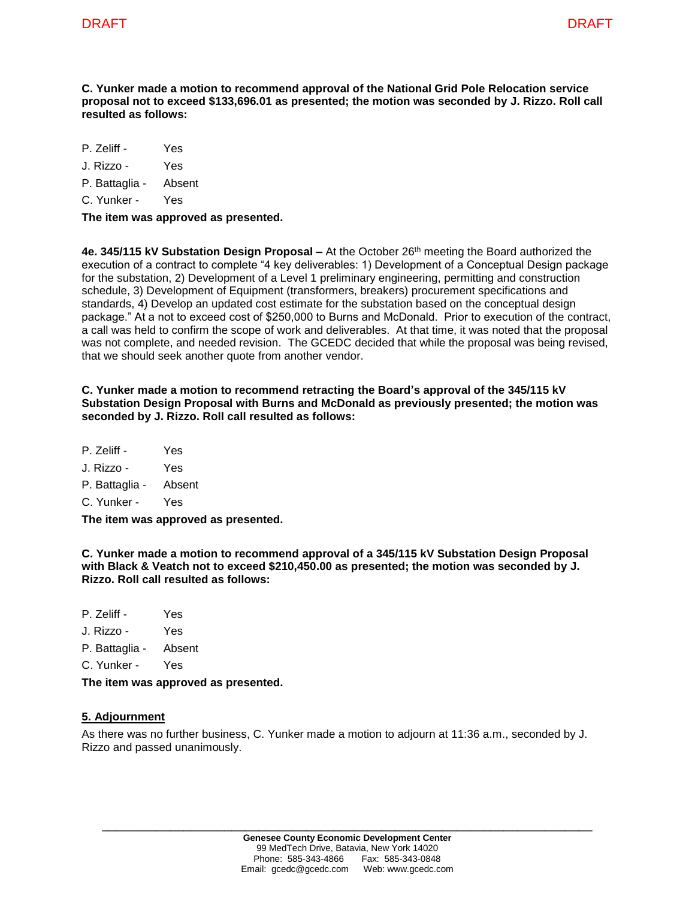**C. Yunker made a motion to recommend approval of the National Grid Pole Relocation service proposal not to exceed $133,696.01 as presented; the motion was seconded by J. Rizzo. Roll call resulted as follows:**

P. Zeliff - Yes
J. Rizzo - Yes
P. Battaglia - Absent
C. Yunker - Yes

**The item was approved as presented.**

**4e. 345/115 kV Substation Design Proposal –** At the October 26th meeting the Board authorized the execution of a contract to complete "4 key deliverables: 1) Development of a Conceptual Design package for the substation, 2) Development of a Level 1 preliminary engineering, permitting and construction schedule, 3) Development of Equipment (transformers, breakers) procurement specifications and standards, 4) Develop an updated cost estimate for the substation based on the conceptual design package." At a not to exceed cost of $250,000 to Burns and McDonald. Prior to execution of the contract, a call was held to confirm the scope of work and deliverables. At that time, it was noted that the proposal was not complete, and needed revision. The GCEDC decided that while the proposal was being revised, that we should seek another quote from another vendor.

**C. Yunker made a motion to recommend retracting the Board's approval of the 345/115 kV Substation Design Proposal with Burns and McDonald as previously presented; the motion was seconded by J. Rizzo. Roll call resulted as follows:**

P. Zeliff - Yes
J. Rizzo - Yes
P. Battaglia - Absent
C. Yunker - Yes

**The item was approved as presented.**

**C. Yunker made a motion to recommend approval of a 345/115 kV Substation Design Proposal with Black & Veatch not to exceed $210,450.00 as presented; the motion was seconded by J. Rizzo. Roll call resulted as follows:**

P. Zeliff - Yes
J. Rizzo - Yes
P. Battaglia - Absent
C. Yunker - Yes

**The item was approved as presented.**

## 5. Adjournment

As there was no further business, C. Yunker made a motion to adjourn at 11:36 a.m., seconded by J. Rizzo and passed unanimously.